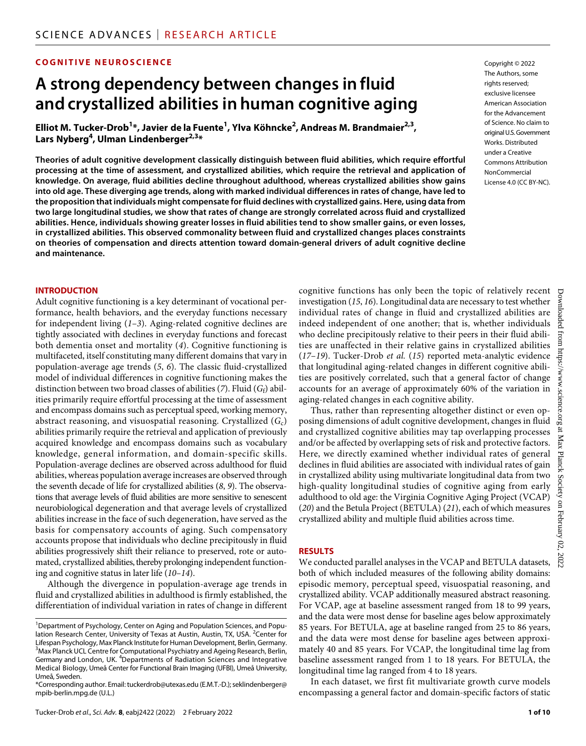COGNITIVE NEUROSCIENCE

# A strong dependency between changes in fluid and crystallized abilities in human cognitive aging

**Elliot M. Tucker-Drob[1]*, Javier de la Fuente[1], Ylva Köhncke[2], Andreas M. Brandmaier[2,3], Lars Nyberg[4], Ulman Lindenberger[2,3]***

Copyright © 2022 The Authors, some rights reserved; exclusive licensee American Association for the Advancement of Science. No claim to original U.S. Government Works. Distributed under a Creative Commons Attribution NonCommercial License 4.0 (CC BY-NC).

**Theories of adult cognitive development classically distinguish between fluid abilities, which require effortful processing at the time of assessment, and crystallized abilities, which require the retrieval and application of knowledge. On average, fluid abilities decline throughout adulthood, whereas crystallized abilities show gains into old age. These diverging age trends, along with marked individual differences in rates of change, have led to the proposition that individuals might compensate for fluid declines with crystallized gains. Here, using data from two large longitudinal studies, we show that rates of change are strongly correlated across fluid and crystallized abilities. Hence, individuals showing greater losses in fluid abilities tend to show smaller gains, or even losses, in crystallized abilities. This observed commonality between fluid and crystallized changes places constraints on theories of compensation and directs attention toward domain-general drivers of adult cognitive decline and maintenance.**

## INTRODUCTION

Adult cognitive functioning is a key determinant of vocational performance, health behaviors, and the everyday functions necessary for independent living (*1*–*3*). Aging-related cognitive declines are tightly associated with declines in everyday functions and forecast both dementia onset and mortality (*4*). Cognitive functioning is multifaceted, itself constituting many different domains that vary in population-average age trends (*5*, *6*). The classic fluid-crystallized model of individual differences in cognitive functioning makes the distinction between two broad classes of abilities (*7*). Fluid ($G_f$) abilities primarily require effortful processing at the time of assessment and encompass domains such as perceptual speed, working memory, abstract reasoning, and visuospatial reasoning. Crystallized ($G_c$) abilities primarily require the retrieval and application of previously acquired knowledge and encompass domains such as vocabulary knowledge, general information, and domain-specific skills. Population-average declines are observed across adulthood for fluid abilities, whereas population average increases are observed through the seventh decade of life for crystallized abilities (*8*, *9*). The observations that average levels of fluid abilities are more sensitive to senescent neurobiological degeneration and that average levels of crystallized abilities increase in the face of such degeneration, have served as the basis for compensatory accounts of aging. Such compensatory accounts propose that individuals who decline precipitously in fluid abilities progressively shift their reliance to preserved, rote or automated, crystallized abilities, thereby prolonging independent functioning and cognitive status in later life (*10*–*14*).

Although the divergence in population-average age trends in fluid and crystallized abilities in adulthood is firmly established, the differentiation of individual variation in rates of change in different cognitive functions has only been the topic of relatively recent investigation (*15*, *16*). Longitudinal data are necessary to test whether individual rates of change in fluid and crystallized abilities are indeed independent of one another; that is, whether individuals who decline precipitously relative to their peers in their fluid abilities are unaffected in their relative gains in crystallized abilities (*17*–*19*). Tucker-Drob *et al.* (*15*) reported meta-analytic evidence that longitudinal aging-related changes in different cognitive abilities are positively correlated, such that a general factor of change accounts for an average of approximately 60% of the variation in aging-related changes in each cognitive ability.

Thus, rather than representing altogether distinct or even opposing dimensions of adult cognitive development, changes in fluid and crystallized cognitive abilities may tap overlapping processes and/or be affected by overlapping sets of risk and protective factors. Here, we directly examined whether individual rates of general declines in fluid abilities are associated with individual rates of gain in crystallized ability using multivariate longitudinal data from two high-quality longitudinal studies of cognitive aging from early adulthood to old age: the Virginia Cognitive Aging Project (VCAP) (*20*) and the Betula Project (BETULA) (*21*), each of which measures crystallized ability and multiple fluid abilities across time.

## RESULTS

We conducted parallel analyses in the VCAP and BETULA datasets, both of which included measures of the following ability domains: episodic memory, perceptual speed, visuospatial reasoning, and crystallized ability. VCAP additionally measured abstract reasoning. For VCAP, age at baseline assessment ranged from 18 to 99 years, and the data were most dense for baseline ages below approximately 85 years. For BETULA, age at baseline ranged from 25 to 86 years, and the data were most dense for baseline ages between approximately 40 and 85 years. For VCAP, the longitudinal time lag from baseline assessment ranged from 1 to 18 years. For BETULA, the longitudinal time lag ranged from 4 to 18 years.

In each dataset, we first fit multivariate growth curve models encompassing a general factor and domain-specific factors of static

---

[1]Department of Psychology, Center on Aging and Population Sciences, and Population Research Center, University of Texas at Austin, Austin, TX, USA. [2]Center for Lifespan Psychology, Max Planck Institute for Human Development, Berlin, Germany. [3]Max Planck UCL Centre for Computational Psychiatry and Ageing Research, Berlin, Germany and London, UK. [4]Departments of Radiation Sciences and Integrative Medical Biology, Umeå Center for Functional Brain Imaging (UFBI), Umeå University, Umeå, Sweden.

*Corresponding author. Email: tuckerdrob@utexas.edu (E.M.T.-D.); seklindenberger@mpib-berlin.mpg.de (U.L.)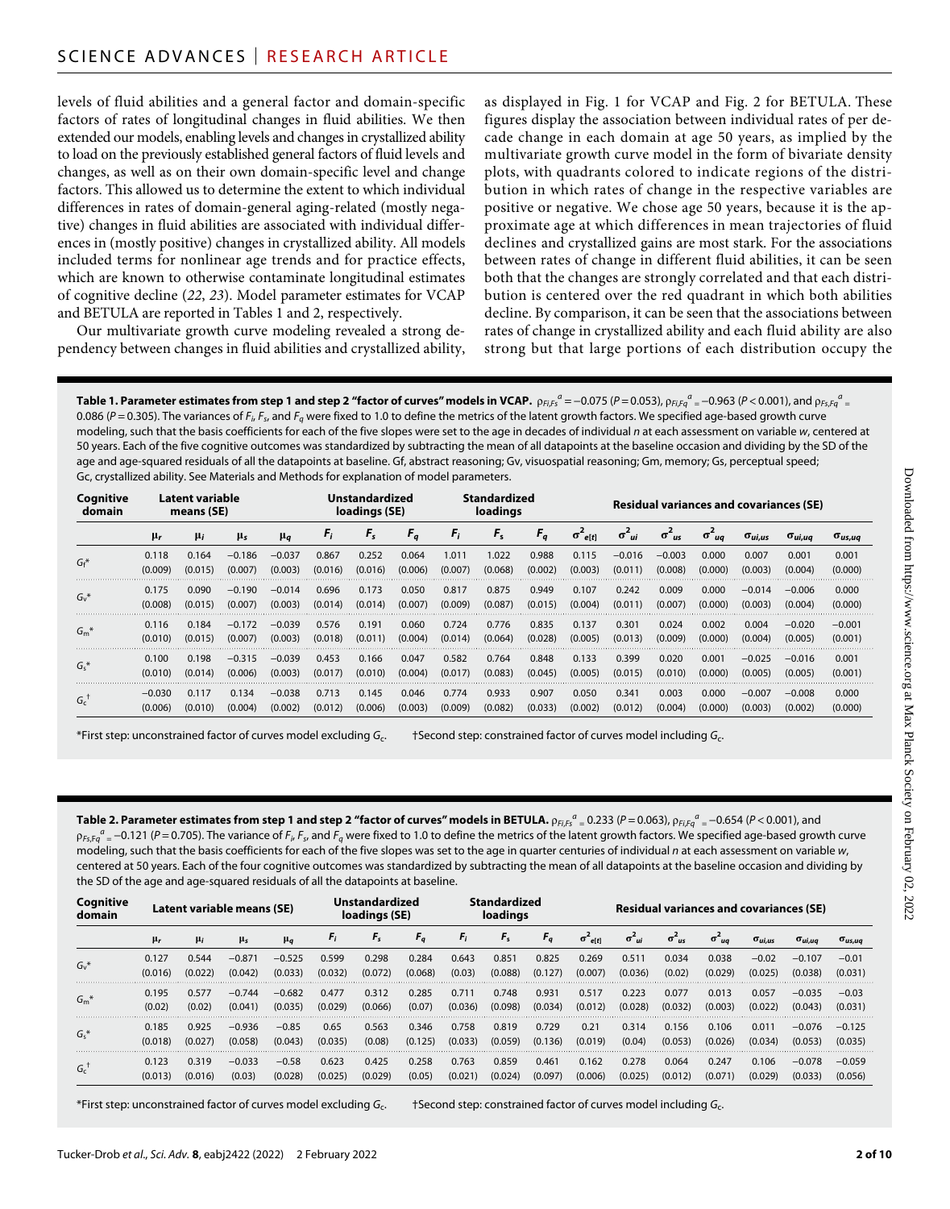levels of fluid abilities and a general factor and domain-specific factors of rates of longitudinal changes in fluid abilities. We then extended our models, enabling levels and changes in crystallized ability to load on the previously established general factors of fluid levels and changes, as well as on their own domain-specific level and change factors. This allowed us to determine the extent to which individual differences in rates of domain-general aging-related (mostly negative) changes in fluid abilities are associated with individual differences in (mostly positive) changes in crystallized ability. All models included terms for nonlinear age trends and for practice effects, which are known to otherwise contaminate longitudinal estimates of cognitive decline (22, 23). Model parameter estimates for VCAP and BETULA are reported in Tables 1 and 2, respectively.

Our multivariate growth curve modeling revealed a strong dependency between changes in fluid abilities and crystallized ability, as displayed in Fig. 1 for VCAP and Fig. 2 for BETULA. These figures display the association between individual rates of per decade change in each domain at age 50 years, as implied by the multivariate growth curve model in the form of bivariate density plots, with quadrants colored to indicate regions of the distribution in which rates of change in the respective variables are positive or negative. We chose age 50 years, because it is the approximate age at which differences in mean trajectories of fluid declines and crystallized gains are most stark. For the associations between rates of change in different fluid abilities, it can be seen both that the changes are strongly correlated and that each distribution is centered over the red quadrant in which both abilities decline. By comparison, it can be seen that the associations between rates of change in crystallized ability and each fluid ability are also strong but that large portions of each distribution occupy the

**Table 1. Parameter estimates from step 1 and step 2 "factor of curves" models in VCAP.** $\rho_{Fi,Fs}{}^{a} = -0.075$ ($P = 0.053$), $\rho_{Fi,Fq}{}^{a} = -0.963$ ($P < 0.001$), and $\rho_{Fs,Fq}{}^{a} = 0.086$ ($P = 0.305$). The variances of $F_i$, $F_s$, and $F_q$ were fixed to 1.0 to define the metrics of the latent growth factors. We specified age-based growth curve modeling, such that the basis coefficients for each of the five slopes were set to the age in decades of individual $n$ at each assessment on variable $w$, centered at 50 years. Each of the five cognitive outcomes was standardized by subtracting the mean of all datapoints at the baseline occasion and dividing by the SD of the age and age-squared residuals of all the datapoints at baseline. Gf, abstract reasoning; Gv, visuospatial reasoning; Gm, memory; Gs, perceptual speed; Gc, crystallized ability. See Materials and Methods for explanation of model parameters.

| Cognitive domain | Latent variable means (SE) | | | | Unstandardized loadings (SE) | | | Standardized loadings | | | Residual variances and covariances (SE) | | | | | | |
|---|---|---|---|---|---|---|---|---|---|---|---|---|---|---|---|---|---|
| | $\mu_r$ | $\mu_i$ | $\mu_s$ | $\mu_q$ | $F_i$ | $F_s$ | $F_q$ | $F_i$ | $F_s$ | $F_q$ | $\sigma^2_{e[t]}$ | $\sigma^2_{ui}$ | $\sigma^2_{us}$ | $\sigma^2_{uq}$ | $\sigma_{ui,us}$ | $\sigma_{ui,uq}$ | $\sigma_{us,uq}$ |
| $G_f$* | 0.118 (0.009) | 0.164 (0.015) | −0.186 (0.007) | −0.037 (0.003) | 0.867 (0.016) | 0.252 (0.016) | 0.064 (0.006) | 1.011 (0.007) | 1.022 (0.068) | 0.988 (0.002) | 0.115 (0.003) | −0.016 (0.011) | −0.003 (0.008) | 0.000 (0.000) | 0.007 (0.003) | 0.001 (0.004) | 0.001 (0.000) |
| $G_v$* | 0.175 (0.008) | 0.090 (0.015) | −0.190 (0.007) | −0.014 (0.003) | 0.696 (0.014) | 0.173 (0.014) | 0.050 (0.007) | 0.817 (0.009) | 0.875 (0.087) | 0.949 (0.015) | 0.107 (0.004) | 0.242 (0.011) | 0.009 (0.007) | 0.000 (0.000) | −0.014 (0.003) | −0.006 (0.004) | 0.000 (0.000) |
| $G_m$* | 0.116 (0.010) | 0.184 (0.015) | −0.172 (0.007) | −0.039 (0.003) | 0.576 (0.018) | 0.191 (0.011) | 0.060 (0.004) | 0.724 (0.014) | 0.776 (0.064) | 0.835 (0.028) | 0.137 (0.005) | 0.301 (0.013) | 0.024 (0.009) | 0.002 (0.000) | 0.004 (0.004) | −0.020 (0.005) | −0.001 (0.001) |
| $G_s$* | 0.100 (0.010) | 0.198 (0.014) | −0.315 (0.006) | −0.039 (0.003) | 0.453 (0.017) | 0.166 (0.010) | 0.047 (0.004) | 0.582 (0.017) | 0.764 (0.083) | 0.848 (0.045) | 0.133 (0.005) | 0.399 (0.015) | 0.020 (0.010) | 0.001 (0.000) | −0.025 (0.005) | −0.016 (0.005) | 0.001 (0.001) |
| $G_c$† | −0.030 (0.006) | 0.117 (0.010) | 0.134 (0.004) | −0.038 (0.002) | 0.713 (0.012) | 0.145 (0.006) | 0.046 (0.003) | 0.774 (0.009) | 0.933 (0.082) | 0.907 (0.033) | 0.050 (0.002) | 0.341 (0.012) | 0.003 (0.004) | 0.000 (0.000) | −0.007 (0.003) | −0.008 (0.002) | 0.000 (0.000) |

*First step: unconstrained factor of curves model excluding $G_c$. †Second step: constrained factor of curves model including $G_c$.

**Table 2. Parameter estimates from step 1 and step 2 "factor of curves" models in BETULA.** $\rho_{Fi,Fs}{}^{a} = 0.233$ ($P = 0.063$), $\rho_{Fi,Fq}{}^{a} = -0.654$ ($P < 0.001$), and $\rho_{Fs,Fq}{}^{a} = -0.121$ ($P = 0.705$). The variance of $F_i$, $F_s$, and $F_q$ were fixed to 1.0 to define the metrics of the latent growth factors. We specified age-based growth curve modeling, such that the basis coefficients for each of the five slopes was set to the age in quarter centuries of individual $n$ at each assessment on variable $w$, centered at 50 years. Each of the four cognitive outcomes was standardized by subtracting the mean of all datapoints at the baseline occasion and dividing by the SD of the age and age-squared residuals of all the datapoints at baseline.

| Cognitive domain | Latent variable means (SE) | | | | Unstandardized loadings (SE) | | | Standardized loadings | | | Residual variances and covariances (SE) | | | | | | |
|---|---|---|---|---|---|---|---|---|---|---|---|---|---|---|---|---|---|
| | $\mu_r$ | $\mu_i$ | $\mu_s$ | $\mu_q$ | $F_i$ | $F_s$ | $F_q$ | $F_i$ | $F_s$ | $F_q$ | $\sigma^2_{e[t]}$ | $\sigma^2_{ui}$ | $\sigma^2_{us}$ | $\sigma^2_{uq}$ | $\sigma_{ui,us}$ | $\sigma_{ui,uq}$ | $\sigma_{us,uq}$ |
| $G_v$* | 0.127 (0.016) | 0.544 (0.022) | −0.871 (0.042) | −0.525 (0.033) | 0.599 (0.032) | 0.298 (0.072) | 0.284 (0.068) | 0.643 (0.03) | 0.851 (0.088) | 0.825 (0.127) | 0.269 (0.007) | 0.511 (0.036) | 0.034 (0.02) | 0.038 (0.029) | −0.02 (0.025) | −0.107 (0.038) | −0.01 (0.031) |
| $G_m$* | 0.195 (0.02) | 0.577 (0.02) | −0.744 (0.041) | −0.682 (0.035) | 0.477 (0.029) | 0.312 (0.066) | 0.285 (0.07) | 0.711 (0.036) | 0.748 (0.098) | 0.931 (0.034) | 0.517 (0.012) | 0.223 (0.028) | 0.077 (0.032) | 0.013 (0.003) | 0.057 (0.022) | −0.035 (0.043) | −0.03 (0.031) |
| $G_s$* | 0.185 (0.018) | 0.925 (0.027) | −0.936 (0.058) | −0.85 (0.043) | 0.65 (0.035) | 0.563 (0.08) | 0.346 (0.125) | 0.758 (0.033) | 0.819 (0.059) | 0.729 (0.136) | 0.21 (0.019) | 0.314 (0.04) | 0.156 (0.053) | 0.106 (0.026) | 0.011 (0.034) | −0.076 (0.053) | −0.125 (0.035) |
| $G_c$† | 0.123 (0.013) | 0.319 (0.016) | −0.033 (0.03) | −0.58 (0.028) | 0.623 (0.025) | 0.425 (0.029) | 0.258 (0.05) | 0.763 (0.021) | 0.859 (0.024) | 0.461 (0.097) | 0.162 (0.006) | 0.278 (0.025) | 0.064 (0.012) | 0.247 (0.071) | 0.106 (0.029) | −0.078 (0.033) | −0.059 (0.056) |

*First step: unconstrained factor of curves model excluding $G_c$. †Second step: constrained factor of curves model including $G_c$.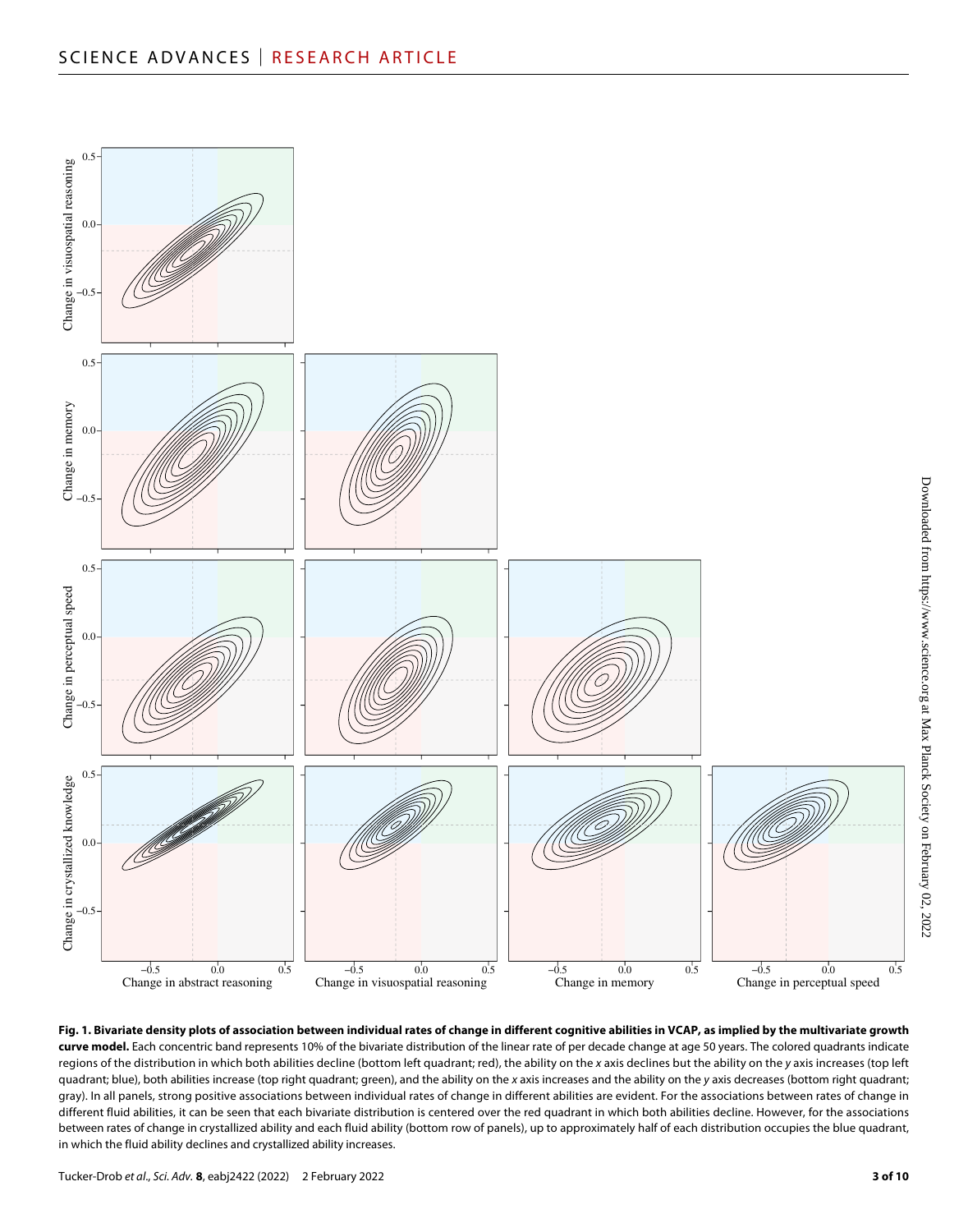**Fig. 1. Bivariate density plots of association between individual rates of change in different cognitive abilities in VCAP, as implied by the multivariate growth curve model.** Each concentric band represents 10% of the bivariate distribution of the linear rate of per decade change at age 50 years. The colored quadrants indicate regions of the distribution in which both abilities decline (bottom left quadrant; red), the ability on the *x* axis declines but the ability on the *y* axis increases (top left quadrant; blue), both abilities increase (top right quadrant; green), and the ability on the *x* axis increases and the ability on the *y* axis decreases (bottom right quadrant; gray). In all panels, strong positive associations between individual rates of change in different abilities are evident. For the associations between rates of change in different fluid abilities, it can be seen that each bivariate distribution is centered over the red quadrant in which both abilities decline. However, for the associations between rates of change in crystallized ability and each fluid ability (bottom row of panels), up to approximately half of each distribution occupies the blue quadrant, in which the fluid ability declines and crystallized ability increases.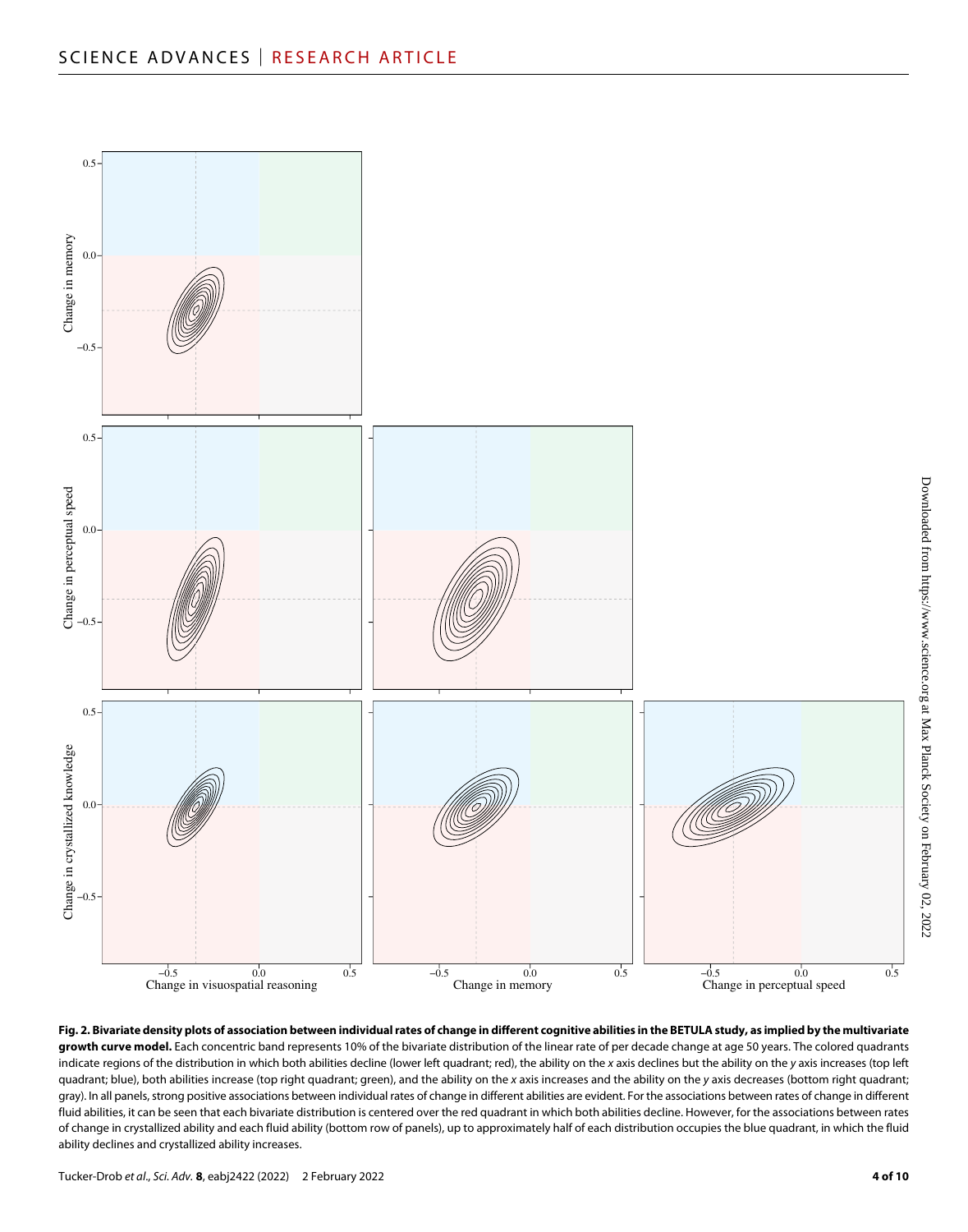**Fig. 2. Bivariate density plots of association between individual rates of change in different cognitive abilities in the BETULA study, as implied by the multivariate growth curve model.** Each concentric band represents 10% of the bivariate distribution of the linear rate of per decade change at age 50 years. The colored quadrants indicate regions of the distribution in which both abilities decline (lower left quadrant; red), the ability on the *x* axis declines but the ability on the *y* axis increases (top left quadrant; blue), both abilities increase (top right quadrant; green), and the ability on the *x* axis increases and the ability on the *y* axis decreases (bottom right quadrant; gray). In all panels, strong positive associations between individual rates of change in different abilities are evident. For the associations between rates of change in different fluid abilities, it can be seen that each bivariate distribution is centered over the red quadrant in which both abilities decline. However, for the associations between rates of change in crystallized ability and each fluid ability (bottom row of panels), up to approximately half of each distribution occupies the blue quadrant, in which the fluid ability declines and crystallized ability increases.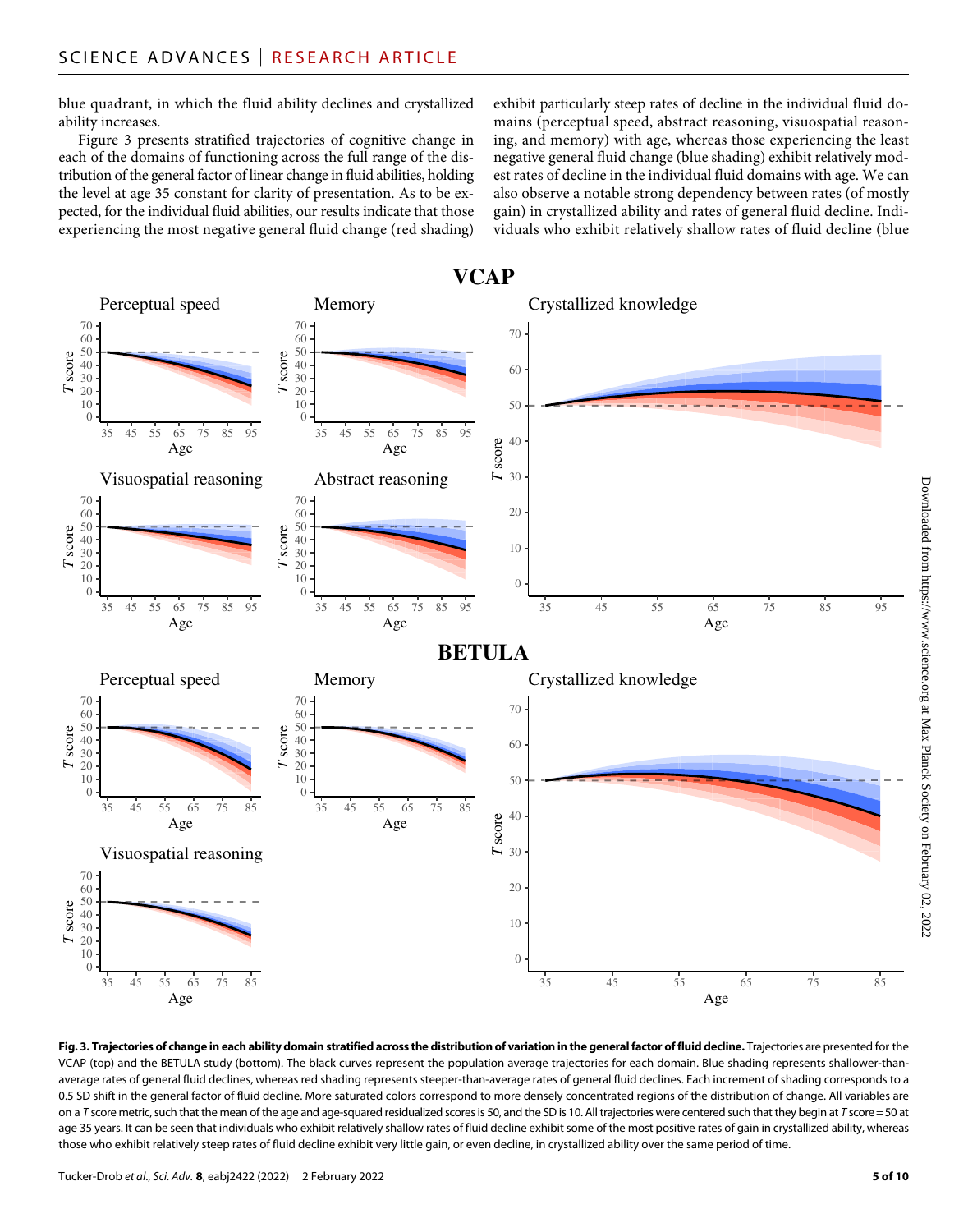blue quadrant, in which the fluid ability declines and crystallized ability increases.

Figure 3 presents stratified trajectories of cognitive change in each of the domains of functioning across the full range of the distribution of the general factor of linear change in fluid abilities, holding the level at age 35 constant for clarity of presentation. As to be expected, for the individual fluid abilities, our results indicate that those experiencing the most negative general fluid change (red shading) exhibit particularly steep rates of decline in the individual fluid domains (perceptual speed, abstract reasoning, visuospatial reasoning, and memory) with age, whereas those experiencing the least negative general fluid change (blue shading) exhibit relatively modest rates of decline in the individual fluid domains with age. We can also observe a notable strong dependency between rates (of mostly gain) in crystallized ability and rates of general fluid decline. Individuals who exhibit relatively shallow rates of fluid decline (blue

**Fig. 3. Trajectories of change in each ability domain stratified across the distribution of variation in the general factor of fluid decline.** Trajectories are presented for the VCAP (top) and the BETULA study (bottom). The black curves represent the population average trajectories for each domain. Blue shading represents shallower-than-average rates of general fluid declines, whereas red shading represents steeper-than-average rates of general fluid declines. Each increment of shading corresponds to a 0.5 SD shift in the general factor of fluid decline. More saturated colors correspond to more densely concentrated regions of the distribution of change. All variables are on a *T* score metric, such that the mean of the age and age-squared residualized scores is 50, and the SD is 10. All trajectories were centered such that they begin at *T* score = 50 at age 35 years. It can be seen that individuals who exhibit relatively shallow rates of fluid decline exhibit some of the most positive rates of gain in crystallized ability, whereas those who exhibit relatively steep rates of fluid decline exhibit very little gain, or even decline, in crystallized ability over the same period of time.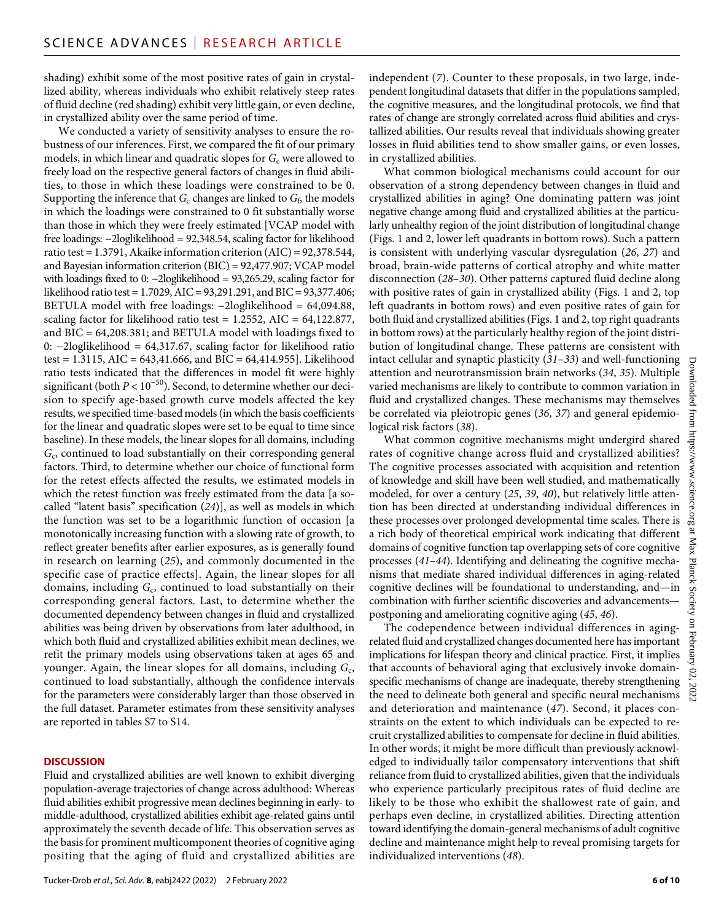shading) exhibit some of the most positive rates of gain in crystallized ability, whereas individuals who exhibit relatively steep rates of fluid decline (red shading) exhibit very little gain, or even decline, in crystallized ability over the same period of time.

We conducted a variety of sensitivity analyses to ensure the robustness of our inferences. First, we compared the fit of our primary models, in which linear and quadratic slopes for $G_c$ were allowed to freely load on the respective general factors of changes in fluid abilities, to those in which these loadings were constrained to be 0. Supporting the inference that $G_c$ changes are linked to $G_f$, the models in which the loadings were constrained to 0 fit substantially worse than those in which they were freely estimated [VCAP model with free loadings: −2loglikelihood = 92,348.54, scaling factor for likelihood ratio test = 1.3791, Akaike information criterion (AIC) = 92,378.544, and Bayesian information criterion (BIC) = 92,477.907; VCAP model with loadings fixed to 0: −2loglikelihood = 93,265.29, scaling factor for likelihood ratio test = 1.7029, AIC = 93,291.291, and BIC = 93,377.406; BETULA model with free loadings: −2loglikelihood = 64,094.88, scaling factor for likelihood ratio test = 1.2552, AIC = 64,122.877, and BIC = 64,208.381; and BETULA model with loadings fixed to 0: −2loglikelihood = 64,317.67, scaling factor for likelihood ratio test = 1.3115, AIC = 643,41.666, and BIC = 64,414.955]. Likelihood ratio tests indicated that the differences in model fit were highly significant (both $P < 10^{-50}$). Second, to determine whether our decision to specify age-based growth curve models affected the key results, we specified time-based models (in which the basis coefficients for the linear and quadratic slopes were set to be equal to time since baseline). In these models, the linear slopes for all domains, including $G_c$, continued to load substantially on their corresponding general factors. Third, to determine whether our choice of functional form for the retest effects affected the results, we estimated models in which the retest function was freely estimated from the data [a so-called "latent basis" specification (*24*)], as well as models in which the function was set to be a logarithmic function of occasion [a monotonically increasing function with a slowing rate of growth, to reflect greater benefits after earlier exposures, as is generally found in research on learning (*25*), and commonly documented in the specific case of practice effects]. Again, the linear slopes for all domains, including $G_c$, continued to load substantially on their corresponding general factors. Last, to determine whether the documented dependency between changes in fluid and crystallized abilities was being driven by observations from later adulthood, in which both fluid and crystallized abilities exhibit mean declines, we refit the primary models using observations taken at ages 65 and younger. Again, the linear slopes for all domains, including $G_c$, continued to load substantially, although the confidence intervals for the parameters were considerably larger than those observed in the full dataset. Parameter estimates from these sensitivity analyses are reported in tables S7 to S14.

## DISCUSSION

Fluid and crystallized abilities are well known to exhibit diverging population-average trajectories of change across adulthood: Whereas fluid abilities exhibit progressive mean declines beginning in early- to middle-adulthood, crystallized abilities exhibit age-related gains until approximately the seventh decade of life. This observation serves as the basis for prominent multicomponent theories of cognitive aging positing that the aging of fluid and crystallized abilities are independent (*7*). Counter to these proposals, in two large, independent longitudinal datasets that differ in the populations sampled, the cognitive measures, and the longitudinal protocols, we find that rates of change are strongly correlated across fluid abilities and crystallized abilities. Our results reveal that individuals showing greater losses in fluid abilities tend to show smaller gains, or even losses, in crystallized abilities.

What common biological mechanisms could account for our observation of a strong dependency between changes in fluid and crystallized abilities in aging? One dominating pattern was joint negative change among fluid and crystallized abilities at the particularly unhealthy region of the joint distribution of longitudinal change (Figs. 1 and 2, lower left quadrants in bottom rows). Such a pattern is consistent with underlying vascular dysregulation (*26*, *27*) and broad, brain-wide patterns of cortical atrophy and white matter disconnection (*28*–*30*). Other patterns captured fluid decline along with positive rates of gain in crystallized ability (Figs. 1 and 2, top left quadrants in bottom rows) and even positive rates of gain for both fluid and crystallized abilities (Figs. 1 and 2, top right quadrants in bottom rows) at the particularly healthy region of the joint distribution of longitudinal change. These patterns are consistent with intact cellular and synaptic plasticity (*31*–*33*) and well-functioning attention and neurotransmission brain networks (*34*, *35*). Multiple varied mechanisms are likely to contribute to common variation in fluid and crystallized changes. These mechanisms may themselves be correlated via pleiotropic genes (*36*, *37*) and general epidemiological risk factors (*38*).

What common cognitive mechanisms might undergird shared rates of cognitive change across fluid and crystallized abilities? The cognitive processes associated with acquisition and retention of knowledge and skill have been well studied, and mathematically modeled, for over a century (*25*, *39*, *40*), but relatively little attention has been directed at understanding individual differences in these processes over prolonged developmental time scales. There is a rich body of theoretical empirical work indicating that different domains of cognitive function tap overlapping sets of core cognitive processes (*41*–*44*). Identifying and delineating the cognitive mechanisms that mediate shared individual differences in aging-related cognitive declines will be foundational to understanding, and—in combination with further scientific discoveries and advancements—postponing and ameliorating cognitive aging (*45*, *46*).

The codependence between individual differences in aging-related fluid and crystallized changes documented here has important implications for lifespan theory and clinical practice. First, it implies that accounts of behavioral aging that exclusively invoke domain-specific mechanisms of change are inadequate, thereby strengthening the need to delineate both general and specific neural mechanisms and deterioration and maintenance (*47*). Second, it places constraints on the extent to which individuals can be expected to recruit crystallized abilities to compensate for decline in fluid abilities. In other words, it might be more difficult than previously acknowledged to individually tailor compensatory interventions that shift reliance from fluid to crystallized abilities, given that the individuals who experience particularly precipitous rates of fluid decline are likely to be those who exhibit the shallowest rate of gain, and perhaps even decline, in crystallized abilities. Directing attention toward identifying the domain-general mechanisms of adult cognitive decline and maintenance might help to reveal promising targets for individualized interventions (*48*).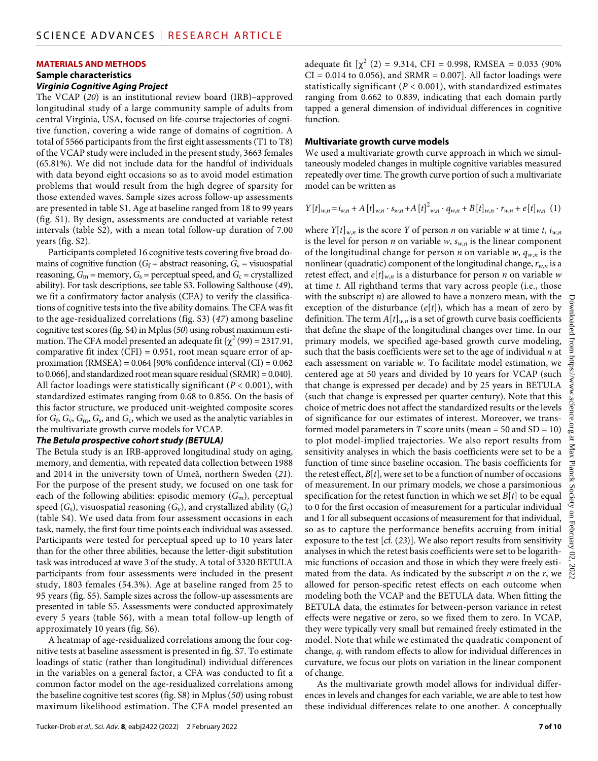## MATERIALS AND METHODS

### Sample characteristics

#### *Virginia Cognitive Aging Project*

The VCAP (*20*) is an institutional review board (IRB)–approved longitudinal study of a large community sample of adults from central Virginia, USA, focused on life-course trajectories of cognitive function, covering a wide range of domains of cognition. A total of 5566 participants from the first eight assessments (T1 to T8) of the VCAP study were included in the present study, 3663 females (65.81%). We did not include data for the handful of individuals with data beyond eight occasions so as to avoid model estimation problems that would result from the high degree of sparsity for those extended waves. Sample sizes across follow-up assessments are presented in table S1. Age at baseline ranged from 18 to 99 years (fig. S1). By design, assessments are conducted at variable retest intervals (table S2), with a mean total follow-up duration of 7.00 years (fig. S2).

Participants completed 16 cognitive tests covering five broad domains of cognitive function ($G_f$ = abstract reasoning, $G_v$ = visuospatial reasoning, $G_m$ = memory, $G_s$ = perceptual speed, and $G_c$ = crystallized ability). For task descriptions, see table S3. Following Salthouse (*49*), we fit a confirmatory factor analysis (CFA) to verify the classifications of cognitive tests into the five ability domains. The CFA was fit to the age-residualized correlations (fig. S3) (*47*) among baseline cognitive test scores (fig. S4) in Mplus (*50*) using robust maximum estimation. The CFA model presented an adequate fit {$\chi^2$ (99) = 2317.91, comparative fit index (CFI) = 0.951, root mean square error of approximation (RMSEA) = 0.064 [90% confidence interval (CI) = 0.062 to 0.066], and standardized root mean square residual (SRMR) = 0.040}. All factor loadings were statistically significant ($P < 0.001$), with standardized estimates ranging from 0.68 to 0.856. On the basis of this factor structure, we produced unit-weighted composite scores for $G_f$, $G_v$, $G_m$, $G_s$, and $G_c$, which we used as the analytic variables in the multivariate growth curve models for VCAP.

#### *The Betula prospective cohort study (BETULA)*

The Betula study is an IRB-approved longitudinal study on aging, memory, and dementia, with repeated data collection between 1988 and 2014 in the university town of Umeå, northern Sweden (*21*). For the purpose of the present study, we focused on one task for each of the following abilities: episodic memory ($G_m$), perceptual speed ($G_s$), visuospatial reasoning ($G_v$), and crystallized ability ($G_c$) (table S4). We used data from four assessment occasions in each task, namely, the first four time points each individual was assessed. Participants were tested for perceptual speed up to 10 years later than for the other three abilities, because the letter-digit substitution task was introduced at wave 3 of the study. A total of 3320 BETULA participants from four assessments were included in the present study, 1803 females (54.3%). Age at baseline ranged from 25 to 95 years (fig. S5). Sample sizes across the follow-up assessments are presented in table S5. Assessments were conducted approximately every 5 years (table S6), with a mean total follow-up length of approximately 10 years (fig. S6).

A heatmap of age-residualized correlations among the four cognitive tests at baseline assessment is presented in fig. S7. To estimate loadings of static (rather than longitudinal) individual differences in the variables on a general factor, a CFA was conducted to fit a common factor model on the age-residualized correlations among the baseline cognitive test scores (fig. S8) in Mplus (*50*) using robust maximum likelihood estimation. The CFA model presented an adequate fit [$\chi^2$ (2) = 9.314, CFI = 0.998, RMSEA = 0.033 (90% CI = 0.014 to 0.056), and SRMR = 0.007]. All factor loadings were statistically significant ($P < 0.001$), with standardized estimates ranging from 0.662 to 0.839, indicating that each domain partly tapped a general dimension of individual differences in cognitive function.

### Multivariate growth curve models

We used a multivariate growth curve approach in which we simultaneously modeled changes in multiple cognitive variables measured repeatedly over time. The growth curve portion of such a multivariate model can be written as

$$Y[t]_{w,n} = i_{w,n} + A[t]_{w,n} \cdot s_{w,n} + A[t]^2_{w,n} \cdot q_{w,n} + B[t]_{w,n} \cdot r_{w,n} + e[t]_{w,n} \quad (1)$$

where $Y[t]_{w,n}$ is the score $Y$ of person $n$ on variable $w$ at time $t$, $i_{w,n}$ is the level for person $n$ on variable $w$, $s_{w,n}$ is the linear component of the longitudinal change for person $n$ on variable $w$, $q_{w,n}$ is the nonlinear (quadratic) component of the longitudinal change, $r_{w,n}$ is a retest effect, and $e[t]_{w,n}$ is a disturbance for person $n$ on variable $w$ at time $t$. All righthand terms that vary across people (i.e., those with the subscript $n$) are allowed to have a nonzero mean, with the exception of the disturbance ($e[t]$), which has a mean of zero by definition. The term $A[t]_{w,n}$ is a set of growth curve basis coefficients that define the shape of the longitudinal changes over time. In our primary models, we specified age-based growth curve modeling, such that the basis coefficients were set to the age of individual $n$ at each assessment on variable $w$. To facilitate model estimation, we centered age at 50 years and divided by 10 years for VCAP (such that change is expressed per decade) and by 25 years in BETULA (such that change is expressed per quarter century). Note that this choice of metric does not affect the standardized results or the levels of significance for our estimates of interest. Moreover, we transformed model parameters in $T$ score units (mean = 50 and SD = 10) to plot model-implied trajectories. We also report results from sensitivity analyses in which the basis coefficients were set to be a function of time since baseline occasion. The basis coefficients for the retest effect, $B[t]$, were set to be a function of number of occasions of measurement. In our primary models, we chose a parsimonious specification for the retest function in which we set $B[t]$ to be equal to 0 for the first occasion of measurement for a particular individual and 1 for all subsequent occasions of measurement for that individual, so as to capture the performance benefits accruing from initial exposure to the test [cf. (*23*)]. We also report results from sensitivity analyses in which the retest basis coefficients were set to be logarithmic functions of occasion and those in which they were freely estimated from the data. As indicated by the subscript $n$ on the $r$, we allowed for person-specific retest effects on each outcome when modeling both the VCAP and the BETULA data. When fitting the BETULA data, the estimates for between-person variance in retest effects were negative or zero, so we fixed them to zero. In VCAP, they were typically very small but remained freely estimated in the model. Note that while we estimated the quadratic component of change, $q$, with random effects to allow for individual differences in curvature, we focus our plots on variation in the linear component of change.

As the multivariate growth model allows for individual differences in levels and changes for each variable, we are able to test how these individual differences relate to one another. A conceptually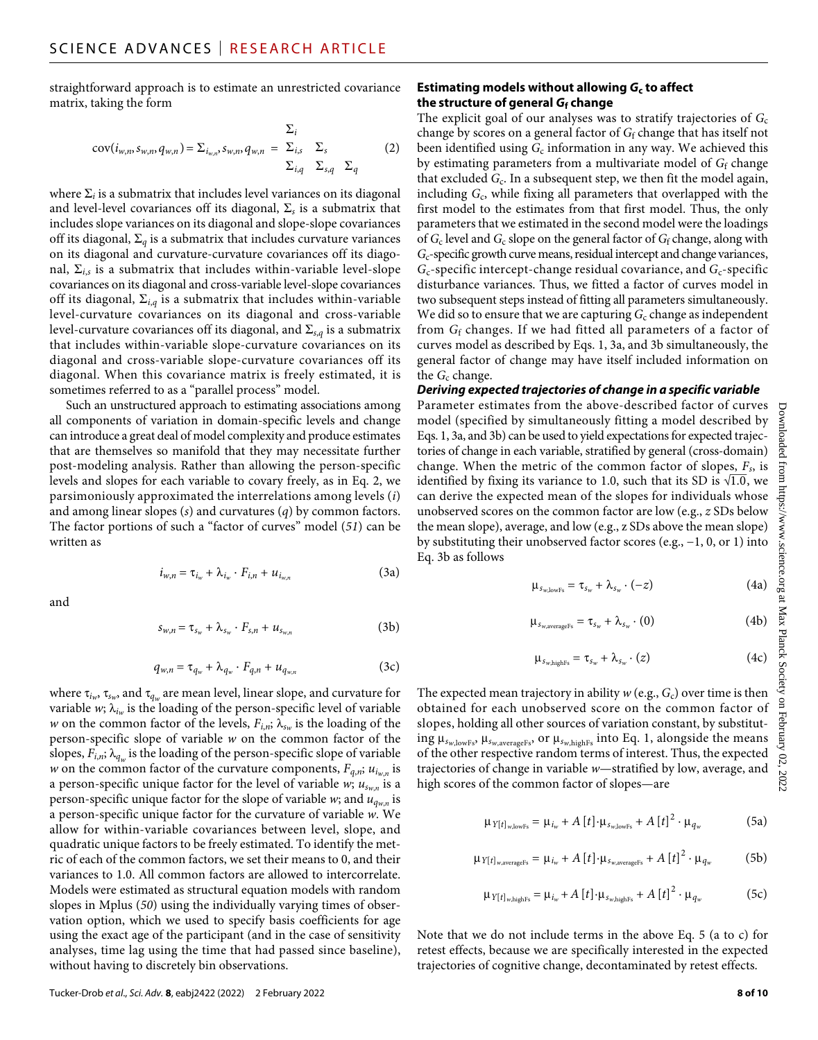straightforward approach is to estimate an unrestricted covariance matrix, taking the form

$$\text{cov}(i_{w,n}, s_{w,n}, q_{w,n}) = \Sigma_{i_{w,n}, s_{w,n}, q_{w,n}} = \begin{matrix} \Sigma_i & & \\ \Sigma_{i,s} & \Sigma_s & \\ \Sigma_{i,q} & \Sigma_{s,q} & \Sigma_q \end{matrix} \tag{2}$$

where $\Sigma_i$ is a submatrix that includes level variances on its diagonal and level-level covariances off its diagonal, $\Sigma_s$ is a submatrix that includes slope variances on its diagonal and slope-slope covariances off its diagonal, $\Sigma_q$ is a submatrix that includes curvature variances on its diagonal and curvature-curvature covariances off its diagonal, $\Sigma_{i,s}$ is a submatrix that includes within-variable level-slope covariances on its diagonal and cross-variable level-slope covariances off its diagonal, $\Sigma_{i,q}$ is a submatrix that includes within-variable level-curvature covariances on its diagonal and cross-variable level-curvature covariances off its diagonal, and $\Sigma_{s,q}$ is a submatrix that includes within-variable slope-curvature covariances on its diagonal and cross-variable slope-curvature covariances off its diagonal. When this covariance matrix is freely estimated, it is sometimes referred to as a "parallel process" model.

Such an unstructured approach to estimating associations among all components of variation in domain-specific levels and change can introduce a great deal of model complexity and produce estimates that are themselves so manifold that they may necessitate further post-modeling analysis. Rather than allowing the person-specific levels and slopes for each variable to covary freely, as in Eq. 2, we parsimoniously approximated the interrelations among levels ($i$) and among linear slopes ($s$) and curvatures ($q$) by common factors. The factor portions of such a "factor of curves" model (*51*) can be written as

$$i_{w,n} = \tau_{i_w} + \lambda_{i_w} \cdot F_{i,n} + u_{i_{w,n}} \tag{3a}$$

and

$$s_{w,n} = \tau_{s_w} + \lambda_{s_w} \cdot F_{s,n} + u_{s_{w,n}} \tag{3b}$$

$$q_{w,n} = \tau_{q_w} + \lambda_{q_w} \cdot F_{q,n} + u_{q_{w,n}} \tag{3c}$$

where $\tau_{i_w}$, $\tau_{s_w}$, and $\tau_{q_w}$ are mean level, linear slope, and curvature for variable $w$; $\lambda_{i_w}$ is the loading of the person-specific level of variable $w$ on the common factor of the levels, $F_{i,n}$; $\lambda_{s_w}$ is the loading of the person-specific slope of variable $w$ on the common factor of the slopes, $F_{i,n}$; $\lambda_{q_w}$ is the loading of the person-specific slope of variable $w$ on the common factor of the curvature components, $F_{q,n}$; $u_{i_{w,n}}$ is a person-specific unique factor for the level of variable $w$; $u_{s_{w,n}}$ is a person-specific unique factor for the slope of variable $w$; and $u_{q_{w,n}}$ is a person-specific unique factor for the curvature of variable $w$. We allow for within-variable covariances between level, slope, and quadratic unique factors to be freely estimated. To identify the metric of each of the common factors, we set their means to 0, and their variances to 1.0. All common factors are allowed to intercorrelate. Models were estimated as structural equation models with random slopes in Mplus (*50*) using the individually varying times of observation option, which we used to specify basis coefficients for age using the exact age of the participant (and in the case of sensitivity analyses, time lag using the time that had passed since baseline), without having to discretely bin observations.

### Estimating models without allowing $G_c$ to affect the structure of general $G_f$ change

The explicit goal of our analyses was to stratify trajectories of $G_c$ change by scores on a general factor of $G_f$ change that has itself not been identified using $G_c$ information in any way. We achieved this by estimating parameters from a multivariate model of $G_f$ change that excluded $G_c$. In a subsequent step, we then fit the model again, including $G_c$, while fixing all parameters that overlapped with the first model to the estimates from that first model. Thus, the only parameters that we estimated in the second model were the loadings of $G_c$ level and $G_c$ slope on the general factor of $G_f$ change, along with $G_c$-specific growth curve means, residual intercept and change variances, $G_c$-specific intercept-change residual covariance, and $G_c$-specific disturbance variances. Thus, we fitted a factor of curves model in two subsequent steps instead of fitting all parameters simultaneously. We did so to ensure that we are capturing $G_c$ change as independent from $G_f$ changes. If we had fitted all parameters of a factor of curves model as described by Eqs. 1, 3a, and 3b simultaneously, the general factor of change may have itself included information on the $G_c$ change.

### *Deriving expected trajectories of change in a specific variable*

Parameter estimates from the above-described factor of curves model (specified by simultaneously fitting a model described by Eqs. 1, 3a, and 3b) can be used to yield expectations for expected trajectories of change in each variable, stratified by general (cross-domain) change. When the metric of the common factor of slopes, $F_s$, is identified by fixing its variance to 1.0, such that its SD is $\sqrt{1.0}$, we can derive the expected mean of the slopes for individuals whose unobserved scores on the common factor are low (e.g., $z$ SDs below the mean slope), average, and low (e.g., $z$ SDs above the mean slope) by substituting their unobserved factor scores (e.g., −1, 0, or 1) into Eq. 3b as follows

$$\mu_{s_{w,\text{lowFs}}} = \tau_{s_w} + \lambda_{s_w} \cdot (-z) \tag{4a}$$

$$\mu_{s_{w,\text{averageFs}}} = \tau_{s_w} + \lambda_{s_w} \cdot (0) \tag{4b}$$

$$\mu_{s_{w,\text{highFs}}} = \tau_{s_w} + \lambda_{s_w} \cdot (z) \tag{4c}$$

The expected mean trajectory in ability $w$ (e.g., $G_c$) over time is then obtained for each unobserved score on the common factor of slopes, holding all other sources of variation constant, by substituting $\mu_{s_{w,\text{lowFs}}}$, $\mu_{s_{w,\text{averageFs}}}$, or $\mu_{s_{w,\text{highFs}}}$ into Eq. 1, alongside the means of the other respective random terms of interest. Thus, the expected trajectories of change in variable $w$—stratified by low, average, and high scores of the common factor of slopes—are

$$\mu_{Y[t]_{w,\text{lowFs}}} = \mu_{i_w} + A\,[t] \cdot \mu_{s_{w,\text{lowFs}}} + A\,[t]^2 \cdot \mu_{q_w} \tag{5a}$$

$$\mu_{Y[t]_{w,\text{averageFs}}} = \mu_{i_w} + A\,[t] \cdot \mu_{s_{w,\text{averageFs}}} + A\,[t]^2 \cdot \mu_{q_w} \tag{5b}$$

$$\mu_{Y[t]_{w,\text{highFs}}} = \mu_{i_w} + A\,[t] \cdot \mu_{s_{w,\text{highFs}}} + A\,[t]^2 \cdot \mu_{q_w} \tag{5c}$$

Note that we do not include terms in the above Eq. 5 (a to c) for retest effects, because we are specifically interested in the expected trajectories of cognitive change, decontaminated by retest effects.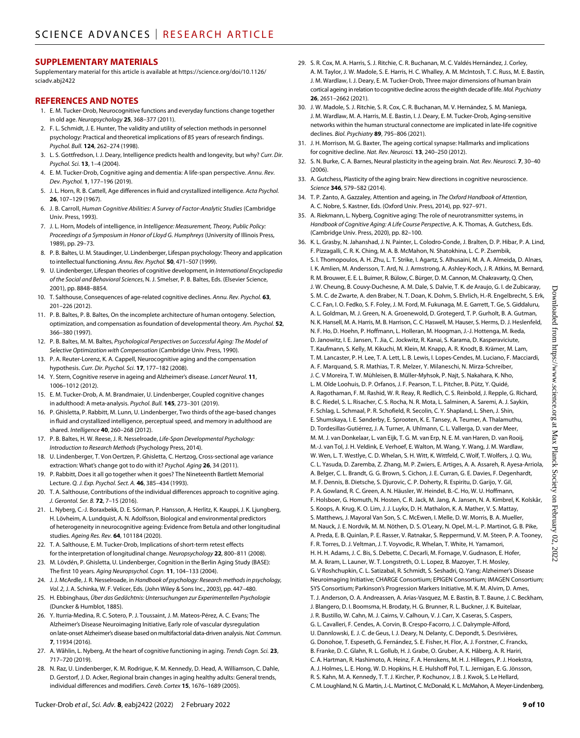## SUPPLEMENTARY MATERIALS

Supplementary material for this article is available at https://science.org/doi/10.1126/sciadv.abj2422

## REFERENCES AND NOTES

1. E. M. Tucker-Drob, Neurocognitive functions and everyday functions change together in old age. *Neuropsychology* **25**, 368–377 (2011).
2. F. L. Schmidt, J. E. Hunter, The validity and utility of selection methods in personnel psychology: Practical and theoretical implications of 85 years of research findings. *Psychol. Bull.* **124**, 262–274 (1998).
3. L. S. Gottfredson, I. J. Deary, Intelligence predicts health and longevity, but why? *Curr. Dir. Psychol. Sci.* **13**, 1–4 (2004).
4. E. M. Tucker-Drob, Cognitive aging and dementia: A life-span perspective. *Annu. Rev. Dev. Psychol.* **1**, 177–196 (2019).
5. J. L. Horn, R. B. Cattell, Age differences in fluid and crystallized intelligence. *Acta Psychol.* **26**, 107–129 (1967).
6. J. B. Carroll, *Human Cognitive Abilities: A Survey of Factor-Analytic Studies* (Cambridge Univ. Press, 1993).
7. J. L. Horn, Models of intelligence, in *Intelligence: Measurement, Theory, Public Policy: Proceedings of a Symposium in Honor of Lloyd G. Humphreys* (University of Illinois Press, 1989), pp. 29–73.
8. P. B. Baltes, U. M. Staudinger, U. Lindenberger, Lifespan psychology: Theory and application to intellectual functioning. *Annu. Rev. Psychol.* **50**, 471–507 (1999).
9. U. Lindenberger, Lifespan theories of cognitive development, in *International Encyclopedia of the Social and Behavioral Sciences*, N. J. Smelser, P. B. Baltes, Eds. (Elsevier Science, 2001), pp. 8848–8854.
10. T. Salthouse, Consequences of age-related cognitive declines. *Annu. Rev. Psychol.* **63**, 201–226 (2012).
11. P. B. Baltes, P. B. Baltes, On the incomplete architecture of human ontogeny. Selection, optimization, and compensation as foundation of developmental theory. *Am. Psychol.* **52**, 366–380 (1997).
12. P. B. Baltes, M. M. Baltes, *Psychological Perspectives on Successful Aging: The Model of Selective Optimization with Compensation* (Cambridge Univ. Press, 1990).
13. P. A. Reuter-Lorenz, K. A. Cappell, Neurocognitive aging and the compensation hypothesis. *Curr. Dir. Psychol. Sci.* **17**, 177–182 (2008).
14. Y. Stern, Cognitive reserve in ageing and Alzheimer's disease. *Lancet Neurol.* **11**, 1006–1012 (2012).
15. E. M. Tucker-Drob, A. M. Brandmaier, U. Lindenberger, Coupled cognitive changes in adulthood: A meta-analysis. *Psychol. Bull.* **145**, 273–301 (2019).
16. P. Ghisletta, P. Rabbitt, M. Lunn, U. Lindenberger, Two thirds of the age-based changes in fluid and crystallized intelligence, perceptual speed, and memory in adulthood are shared. *Intelligence* **40**, 260–268 (2012).
17. P. B. Baltes, H. W. Reese, J. R. Nesselroade, *Life-Span Developmental Psychology: Introduction to Research Methods* (Psychology Press, 2014).
18. U. Lindenberger, T. Von Oertzen, P. Ghisletta, C. Hertzog, Cross-sectional age variance extraction: What's change got to do with it? *Psychol. Aging* **26**, 34 (2011).
19. P. Rabbitt, Does it all go together when it goes? The Nineteenth Bartlett Memorial Lecture. *Q. J. Exp. Psychol. Sect. A.* **46**, 385–434 (1993).
20. T. A. Salthouse, Contributions of the individual differences approach to cognitive aging. *J. Gerontol. Ser. B.* **72**, 7–15 (2016).
21. L. Nyberg, C.-J. Boraxbekk, D. E. Sörman, P. Hansson, A. Herlitz, K. Kauppi, J. K. Ljungberg, H. Lövheim, A. Lundquist, A. N. Adolfsson, Biological and environmental predictors of heterogeneity in neurocognitive ageing: Evidence from Betula and other longitudinal studies. *Ageing Res. Rev.* **64**, 101184 (2020).
22. T. A. Salthouse, E. M. Tucker-Drob, Implications of short-term retest effects for the interpretation of longitudinal change. *Neuropsychology* **22**, 800–811 (2008).
23. M. Lövdén, P. Ghisletta, U. Lindenberger, Cognition in the Berlin Aging Study (BASE): The first 10 years. *Aging Neuropsychol. Cogn.* **11**, 104–133 (2004).
24. J. J. McArdle, J. R. Nesselroade, in *Handbook of psychology: Research methods in psychology, Vol. 2*, J. A. Schinka, W. F. Velicer, Eds. (John Wiley & Sons Inc., 2003), pp. 447–480.
25. H. Ebbinghaus, *Über das Gedächtnis: Untersuchungen zur Experimentellen Psychologie* (Duncker & Humblot, 1885).
26. Y. Iturria-Medina, R. C. Sotero, P. J. Toussaint, J. M. Mateos-Pérez, A. C. Evans; The Alzheimer's Disease Neuroimaging Initiative, Early role of vascular dysregulation on late-onset Alzheimer's disease based on multifactorial data-driven analysis. *Nat. Commun.* **7**, 11934 (2016).
27. A. Wåhlin, L. Nyberg, At the heart of cognitive functioning in aging. *Trends Cogn. Sci.* **23**, 717–720 (2019).
28. N. Raz, U. Lindenberger, K. M. Rodrigue, K. M. Kennedy, D. Head, A. Williamson, C. Dahle, D. Gerstorf, J. D. Acker, Regional brain changes in aging healthy adults: General trends, individual differences and modifiers. *Cereb. Cortex* **15**, 1676–1689 (2005).
29. S. R. Cox, M. A. Harris, S. J. Ritchie, C. R. Buchanan, M. C. Valdés Hernández, J. Corley, A. M. Taylor, J. W. Madole, S. E. Harris, H. C. Whalley, A. M. McIntosh, T. C. Russ, M. E. Bastin, J. M. Wardlaw, I. J. Deary, E. M. Tucker-Drob, Three major dimensions of human brain cortical ageing in relation to cognitive decline across the eighth decade of life. *Mol. Psychiatry* **26**, 2651–2662 (2021).
30. J. W. Madole, S. J. Ritchie, S. R. Cox, C. R. Buchanan, M. V. Hernández, S. M. Maniega, J. M. Wardlaw, M. A. Harris, M. E. Bastin, I. J. Deary, E. M. Tucker-Drob, Aging-sensitive networks within the human structural connectome are implicated in late-life cognitive declines. *Biol. Psychiatry* **89**, 795–806 (2021).
31. J. H. Morrison, M. G. Baxter, The ageing cortical synapse: Hallmarks and implications for cognitive decline. *Nat. Rev. Neurosci.* **13**, 240–250 (2012).
32. S. N. Burke, C. A. Barnes, Neural plasticity in the ageing brain. *Nat. Rev. Neurosci.* **7**, 30–40 (2006).
33. A. Gutchess, Plasticity of the aging brain: New directions in cognitive neuroscience. *Science* **346**, 579–582 (2014).
34. T. P. Zanto, A. Gazzaley, Attention and ageing, in *The Oxford Handbook of Attention*, A. C. Nobre, S. Kastner, Eds. (Oxford Univ. Press, 2014), pp. 927–971.
35. A. Riekmann, L. Nyberg, Cognitive aging: The role of neurotransmitter systems, in *Handbook of Cognitive Aging: A Life Course Perspective*, A. K. Thomas, A. Gutchess, Eds. (Cambridge Univ. Press, 2020), pp. 82–100.
36. K. L. Grasby, N. Jahanshad, J. N. Painter, L. Colodro-Conde, J. Bralten, D. P. Hibar, P. A. Lind, F. Pizzagalli, C. R. K. Ching, M. A. B. McMahon, N. Shatokhina, L. C. P. Zsembik, S. I. Thomopoulos, A. H. Zhu, L. T. Strike, I. Agartz, S. Alhusaini, M. A. A. Almeida, D. Alnæs, I. K. Amlien, M. Andersson, T. Ard, N. J. Armstrong, A. Ashley-Koch, J. R. Atkins, M. Bernard, R. M. Brouwer, E. E. L. Buimer, R. Bülow, C. Bürger, D. M. Cannon, M. Chakravarty, Q. Chen, J. W. Cheung, B. Couvy-Duchesne, A. M. Dale, S. Dalvie, T. K. de Araujo, G. I. de Zubicaray, S. M. C. de Zwarte, A. den Braber, N. T. Doan, K. Dohm, S. Ehrlich, H.-R. Engelbrecht, S. Erk, C. C. Fan, I. O. Fedko, S. F. Foley, J. M. Ford, M. Fukunaga, M. E. Garrett, T. Ge, S. Giddaluru, A. L. Goldman, M. J. Green, N. A. Groenewold, D. Grotegerd, T. P. Gurholt, B. A. Gutman, N. K. Hansell, M. A. Harris, M. B. Harrison, C. C. Haswell, M. Hauser, S. Herms, D. J. Heslenfeld, N. F. Ho, D. Hoehn, P. Hoffmann, L. Holleran, M. Hoogman, J.-J. Hottenga, M. Ikeda, D. Janowitz, I. E. Jansen, T. Jia, C. Jockwitz, R. Kanai, S. Karama, D. Kasperaviciute, T. Kaufmann, S. Kelly, M. Kikuchi, M. Klein, M. Knapp, A. R. Knodt, B. Krämer, M. Lam, T. M. Lancaster, P. H. Lee, T. A. Lett, L. B. Lewis, I. Lopes-Cendes, M. Luciano, F. Macciardi, A. F. Marquand, S. R. Mathias, T. R. Melzer, Y. Milaneschi, N. Mirza-Schreiber, J. C. V Moreira, T. W. Mühleisen, B. Müller-Myhsok, P. Najt, S. Nakahara, K. Nho, L. M. Olde Loohuis, D. P. Orfanos, J. F. Pearson, T. L. Pitcher, B. Pütz, Y. Quidé, A. Ragothaman, F. M. Rashid, W. R. Reay, R. Redlich, C. S. Reinbold, J. Repple, G. Richard, B. C. Riedel, S. L. Risacher, C. S. Rocha, N. R. Mota, L. Salminen, A. Saremi, A. J. Saykin, F. Schlag, L. Schmaal, P. R. Schofield, R. Secolin, C. Y. Shapland, L. Shen, J. Shin, E. Shumskaya, I. E. Sønderby, E. Sprooten, K. E. Tansey, A. Teumer, A. Thalamuthu, D. Tordesillas-Gutiérrez, J. A. Turner, A. Uhlmann, C. L. Vallerga, D. van der Meer, M. M. J. van Donkelaar, L. van Eijk, T. G. M. van Erp, N. E. M. van Haren, D. van Rooij, M.-J. van Tol, J. H. Veldink, E. Verhoef, E. Walton, M. Wang, Y. Wang, J. M. Wardlaw, W. Wen, L. T. Westlye, C. D. Whelan, S. H. Witt, K. Wittfeld, C. Wolf, T. Wolfers, J. Q. Wu, C. L. Yasuda, D. Zaremba, Z. Zhang, M. P. Zwiers, E. Artiges, A. A. Assareh, R. Ayesa-Arriola, A. Belger, C. L. Brandt, G. G. Brown, S. Cichon, J. E. Curran, G. E. Davies, F. Degenhardt, M. F. Dennis, B. Dietsche, S. Djurovic, C. P. Doherty, R. Espiritu, D. Garijo, Y. Gil, P. A. Gowland, R. C. Green, A. N. Häusler, W. Heindel, B.-C. Ho, W. U. Hoffmann, F. Holsboer, G. Homuth, N. Hosten, C. R. Jack, M. Jang, A. Jansen, N. A. Kimbrel, K. Kolskår, S. Koops, A. Krug, K. O. Lim, J. J. Luykx, D. H. Mathalon, K. A. Mather, V. S. Mattay, S. Matthews, J. Mayoral Van Son, S. C. McEwen, I. Melle, D. W. Morris, B. A. Mueller, M. Nauck, J. E. Nordvik, M. M. Nöthen, D. S. O'Leary, N. Opel, M.-L. P. Martinot, G. B. Pike, A. Preda, E. B. Quinlan, P. E. Rasser, V. Ratnakar, S. Reppermund, V. M. Steen, P. A. Tooney, F. R. Torres, D. J. Veltman, J. T. Voyvodic, R. Whelan, T. White, H. Yamamori, H. H. H. Adams, J. C. Bis, S. Debette, C. Decarli, M. Fornage, V. Gudnason, E. Hofer, M. A. Ikram, L. Launer, W. T. Longstreth, O. L. Lopez, B. Mazoyer, T. H. Mosley, G. V Roshchupkin, C. L. Satizabal, R. Schmidt, S. Seshadri, Q. Yang; Alzheimer's Disease Neuroimaging Initiative; CHARGE Consortium; EPIGEN Consortium; IMAGEN Consortium; SYS Consortium; Parkinson's Progression Markers Initiative, M. K. M. Alvim, D. Ames, T. J. Anderson, O. A. Andreassen, A. Arias-Vasquez, M. E. Bastin, B. T. Baune, J. C. Beckham, J. Blangero, D. I. Boomsma, H. Brodaty, H. G. Brunner, R. L. Buckner, J. K. Buitelaar, J. R. Bustillo, W. Cahn, M. J. Cairns, V. Calhoun, V. J. Carr, X. Caseras, S. Caspers, G. L. Cavalleri, F. Cendes, A. Corvin, B. Crespo-Facorro, J. C. Dalrymple-Alford, U. Dannlowski, E. J. C. de Geus, I. J. Deary, N. Delanty, C. Depondt, S. Desrivières, G. Donohoe, T. Espeseth, G. Fernández, S. E. Fisher, H. Flor, A. J. Forstner, C. Francks, B. Franke, D. C. Glahn, R. L. Gollub, H. J. Grabe, O. Gruber, A. K. Håberg, A. R. Hariri, C. A. Hartman, R. Hashimoto, A. Heinz, F. A. Henskens, M. H. J. Hillegers, P. J. Hoekstra, A. J. Holmes, L. E. Hong, W. D. Hopkins, H. E. Hulshoff Pol, T. L. Jernigan, E. G. Jönsson, R. S. Kahn, M. A. Kennedy, T. T. J. Kircher, P. Kochunov, J. B. J. Kwok, S. Le Hellard, C. M. Loughland, N. G. Martin, J.-L. Martinot, C. McDonald, K. L. McMahon, A. Meyer-Lindenberg,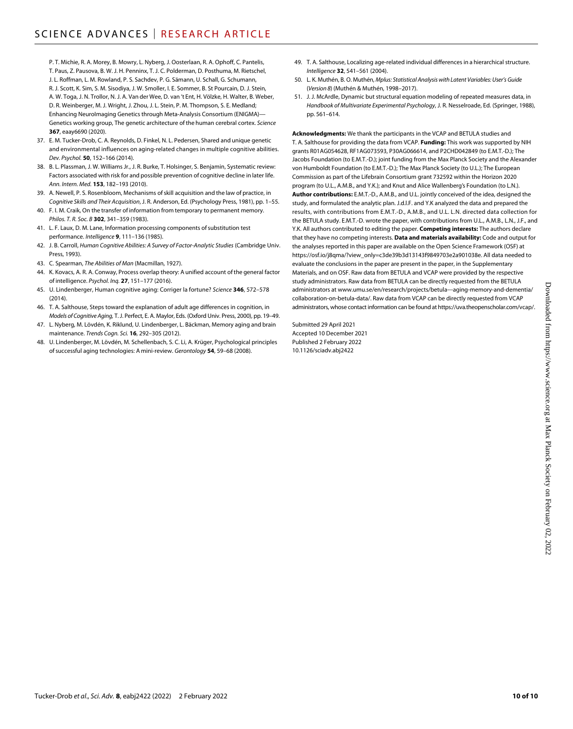P. T. Michie, R. A. Morey, B. Mowry, L. Nyberg, J. Oosterlaan, R. A. Ophoff, C. Pantelis, T. Paus, Z. Pausova, B. W. J. H. Penninx, T. J. C. Polderman, D. Posthuma, M. Rietschel, J. L. Roffman, L. M. Rowland, P. S. Sachdev, P. G. Sämann, U. Schall, G. Schumann, R. J. Scott, K. Sim, S. M. Sisodiya, J. W. Smoller, I. E. Sommer, B. St Pourcain, D. J. Stein, A. W. Toga, J. N. Trollor, N. J. A. Van der Wee, D. van 't Ent, H. Völzke, H. Walter, B. Weber, D. R. Weinberger, M. J. Wright, J. Zhou, J. L. Stein, P. M. Thompson, S. E. Medland; Enhancing NeuroImaging Genetics through Meta-Analysis Consortium (ENIGMA)—Genetics working group, The genetic architecture of the human cerebral cortex. *Science* **367**, eaay6690 (2020).

37. E. M. Tucker-Drob, C. A. Reynolds, D. Finkel, N. L. Pedersen, Shared and unique genetic and environmental influences on aging-related changes in multiple cognitive abilities. *Dev. Psychol.* **50**, 152–166 (2014).
38. B. L. Plassman, J. W. Williams Jr., J. R. Burke, T. Holsinger, S. Benjamin, Systematic review: Factors associated with risk for and possible prevention of cognitive decline in later life. *Ann. Intern. Med.* **153**, 182–193 (2010).
39. A. Newell, P. S. Rosenbloom, Mechanisms of skill acquisition and the law of practice, in *Cognitive Skills and Their Acquisition*, J. R. Anderson, Ed. (Psychology Press, 1981), pp. 1–55.
40. F. I. M. Craik, On the transfer of information from temporary to permanent memory. *Philos. T. R. Soc. B* **302**, 341–359 (1983).
41. L. F. Laux, D. M. Lane, Information processing components of substitution test performance. *Intelligence* **9**, 111–136 (1985).
42. J. B. Carroll, *Human Cognitive Abilities: A Survey of Factor-Analytic Studies* (Cambridge Univ. Press, 1993).
43. C. Spearman, *The Abilities of Man* (Macmillan, 1927).
44. K. Kovacs, A. R. A. Conway, Process overlap theory: A unified account of the general factor of intelligence. *Psychol. Inq.* **27**, 151–177 (2016).
45. U. Lindenberger, Human cognitive aging: Corriger la fortune? *Science* **346**, 572–578 (2014).
46. T. A. Salthouse, Steps toward the explanation of adult age differences in cognition, in *Models of Cognitive Aging*, T. J. Perfect, E. A. Maylor, Eds. (Oxford Univ. Press, 2000), pp. 19–49.
47. L. Nyberg, M. Lövdén, K. Riklund, U. Lindenberger, L. Bäckman, Memory aging and brain maintenance. *Trends Cogn. Sci.* **16**, 292–305 (2012).
48. U. Lindenberger, M. Lövdén, M. Schellenbach, S. C. Li, A. Krüger, Psychological principles of successful aging technologies: A mini-review. *Gerontology* **54**, 59–68 (2008).
49. T. A. Salthouse, Localizing age-related individual differences in a hierarchical structure. *Intelligence* **32**, 541–561 (2004).
50. L. K. Muthén, B. O. Muthén, *Mplus: Statistical Analysis with Latent Variables: User's Guide* (*Version 8*) (Muthén & Muthén, 1998–2017).
51. J. J. McArdle, Dynamic but structural equation modeling of repeated measures data, in *Handbook of Multivariate Experimental Psychology*, J. R. Nesselroade, Ed. (Springer, 1988), pp. 561–614.

**Acknowledgments:** We thank the participants in the VCAP and BETULA studies and T. A. Salthouse for providing the data from VCAP. **Funding:** This work was supported by NIH grants R01AG054628, RF1AG073593, P30AG066614, and P2CHD042849 (to E.M.T.-D.); The Jacobs Foundation (to E.M.T.-D.); joint funding from the Max Planck Society and the Alexander von Humboldt Foundation (to E.M.T.-D.); The Max Planck Society (to U.L.); The European Commission as part of the Lifebrain Consortium grant 732592 within the Horizon 2020 program (to U.L., A.M.B., and Y.K.); and Knut and Alice Wallenberg's Foundation (to L.N.). **Author contributions:** E.M.T.-D., A.M.B., and U.L. jointly conceived of the idea, designed the study, and formulated the analytic plan. J.d.l.F. and Y.K analyzed the data and prepared the results, with contributions from E.M.T.-D., A.M.B., and U.L. L.N. directed data collection for the BETULA study. E.M.T.-D. wrote the paper, with contributions from U.L., A.M.B., L.N., J.F., and Y.K. All authors contributed to editing the paper. **Competing interests:** The authors declare that they have no competing interests. **Data and materials availability:** Code and output for the analyses reported in this paper are available on the Open Science Framework (OSF) at https://osf.io/j8qma/?view_only=c3de39b3d13143f9849703e2a901038e. All data needed to evaluate the conclusions in the paper are present in the paper, in the Supplementary Materials, and on OSF. Raw data from BETULA and VCAP were provided by the respective study administrators. Raw data from BETULA can be directly requested from the BETULA administrators at www.umu.se/en/research/projects/betula---aging-memory-and-dementia/collaboration-on-betula-data/. Raw data from VCAP can be directly requested from VCAP administrators, whose contact information can be found at https://uva.theopenscholar.com/vcap/.

Submitted 29 April 2021
Accepted 10 December 2021
Published 2 February 2022
10.1126/sciadv.abj2422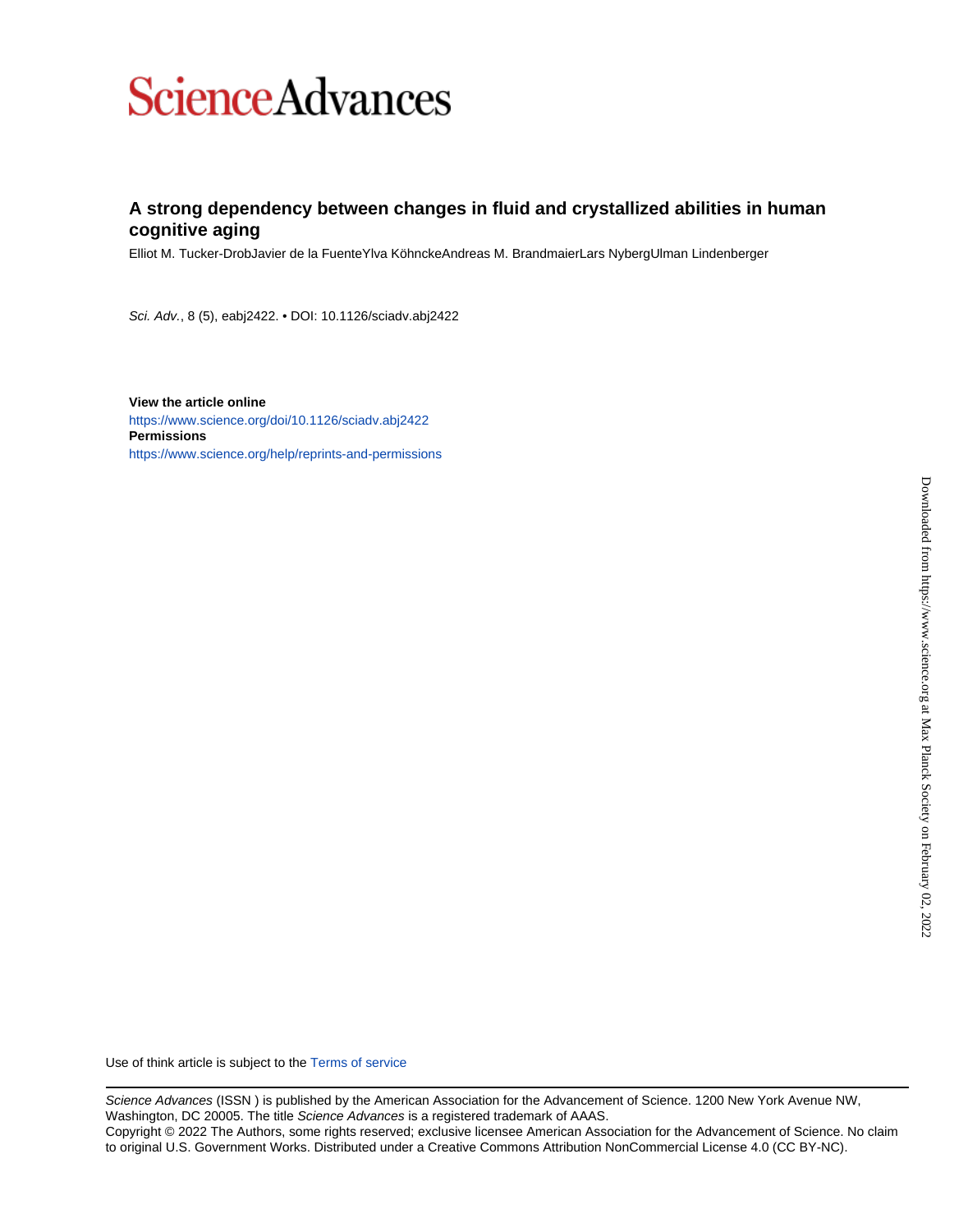# ScienceAdvances

## A strong dependency between changes in fluid and crystallized abilities in human cognitive aging

Elliot M. Tucker-DrobJavier de la FuenteYlva KöhnckeAndreas M. BrandmaierLars NybergUlman Lindenberger

*Sci. Adv.*, 8 (5), eabj2422. • DOI: 10.1126/sciadv.abj2422

**View the article online**
https://www.science.org/doi/10.1126/sciadv.abj2422
**Permissions**
https://www.science.org/help/reprints-and-permissions

Use of think article is subject to the Terms of service

*Science Advances* (ISSN ) is published by the American Association for the Advancement of Science. 1200 New York Avenue NW, Washington, DC 20005. The title *Science Advances* is a registered trademark of AAAS.
Copyright © 2022 The Authors, some rights reserved; exclusive licensee American Association for the Advancement of Science. No claim to original U.S. Government Works. Distributed under a Creative Commons Attribution NonCommercial License 4.0 (CC BY-NC).